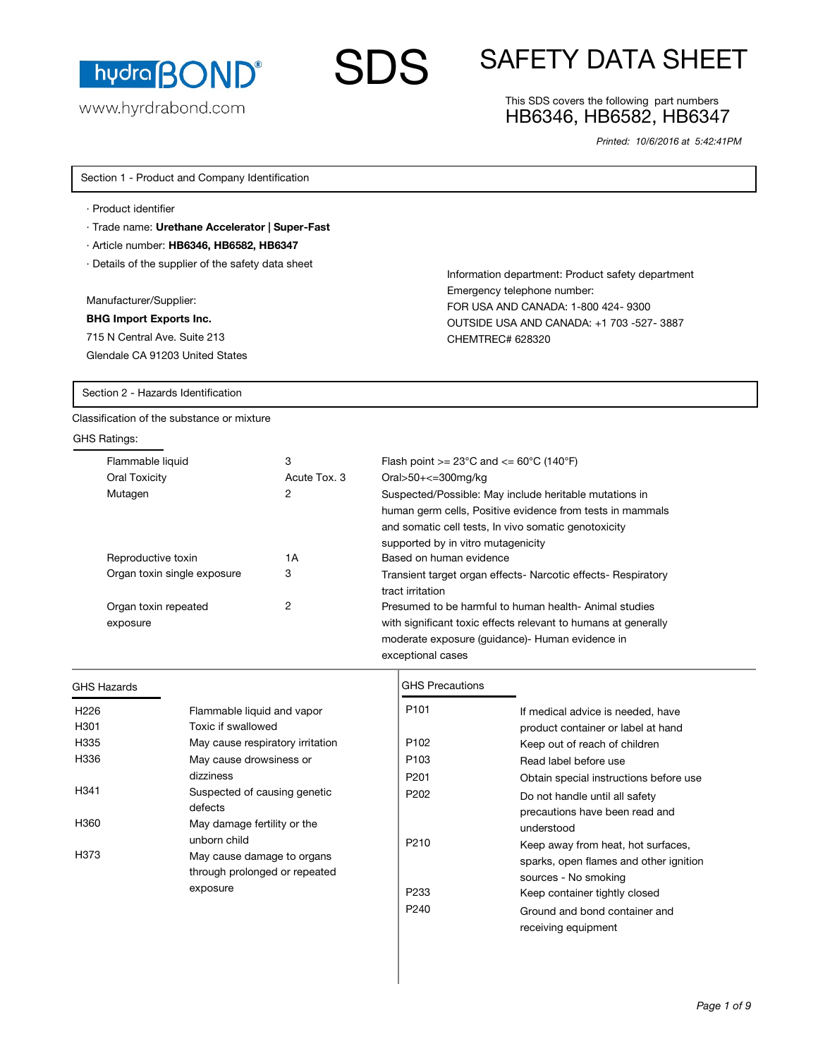hydraBOND®

www.hyrdrabond.com

# SDS

# SAFETY DATA SHEET

This SDS covers the following part numbers
HB6346, HB6582, HB6347

*Printed: 10/6/2016 at 5:42:41PM*

## Section 1 - Product and Company Identification

· Product identifier

· Trade name: **Urethane Accelerator | Super-Fast**

· Article number: **HB6346, HB6582, HB6347**

· Details of the supplier of the safety data sheet

Manufacturer/Supplier:

**BHG Import Exports Inc.**

715 N Central Ave. Suite 213

Glendale CA 91203 United States

Information department: Product safety department

Emergency telephone number:

FOR USA AND CANADA: 1-800 424- 9300

OUTSIDE USA AND CANADA: +1 703 -527- 3887

CHEMTREC# 628320

## Section 2 - Hazards Identification

Classification of the substance or mixture

GHS Ratings:

| | | |
|---|---|---|
| Flammable liquid | 3 | Flash point >= 23°C and <= 60°C (140°F) |
| Oral Toxicity | Acute Tox. 3 | Oral>50+<=300mg/kg |
| Mutagen | 2 | Suspected/Possible: May include heritable mutations in human germ cells, Positive evidence from tests in mammals and somatic cell tests, In vivo somatic genotoxicity supported by in vitro mutagenicity |
| Reproductive toxin | 1A | Based on human evidence |
| Organ toxin single exposure | 3 | Transient target organ effects- Narcotic effects- Respiratory tract irritation |
| Organ toxin repeated exposure | 2 | Presumed to be harmful to human health- Animal studies with significant toxic effects relevant to humans at generally moderate exposure (guidance)- Human evidence in exceptional cases |

GHS Hazards

| | |
|---|---|
| H226 | Flammable liquid and vapor |
| H301 | Toxic if swallowed |
| H335 | May cause respiratory irritation |
| H336 | May cause drowsiness or dizziness |
| H341 | Suspected of causing genetic defects |
| H360 | May damage fertility or the unborn child |
| H373 | May cause damage to organs through prolonged or repeated exposure |

GHS Precautions

| | |
|---|---|
| P101 | If medical advice is needed, have product container or label at hand |
| P102 | Keep out of reach of children |
| P103 | Read label before use |
| P201 | Obtain special instructions before use |
| P202 | Do not handle until all safety precautions have been read and understood |
| P210 | Keep away from heat, hot surfaces, sparks, open flames and other ignition sources - No smoking |
| P233 | Keep container tightly closed |
| P240 | Ground and bond container and receiving equipment |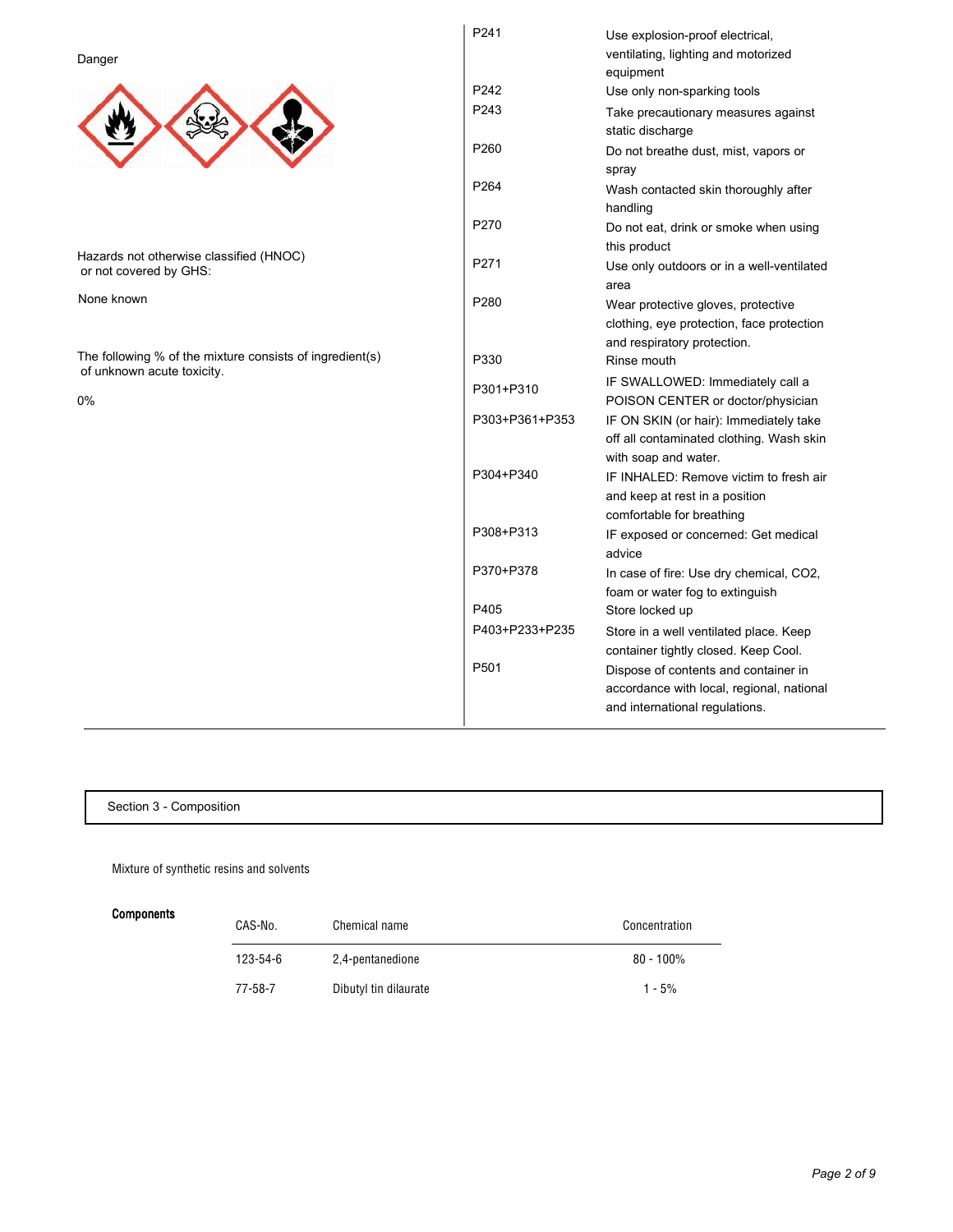Danger

Hazards not otherwise classified (HNOC) or not covered by GHS:

None known

The following % of the mixture consists of ingredient(s) of unknown acute toxicity.

0%

| | |
|---|---|
| P241 | Use explosion-proof electrical, ventilating, lighting and motorized equipment |
| P242 | Use only non-sparking tools |
| P243 | Take precautionary measures against static discharge |
| P260 | Do not breathe dust, mist, vapors or spray |
| P264 | Wash contacted skin thoroughly after handling |
| P270 | Do not eat, drink or smoke when using this product |
| P271 | Use only outdoors or in a well-ventilated area |
| P280 | Wear protective gloves, protective clothing, eye protection, face protection and respiratory protection. |
| P330 | Rinse mouth |
| P301+P310 | IF SWALLOWED: Immediately call a POISON CENTER or doctor/physician |
| P303+P361+P353 | IF ON SKIN (or hair): Immediately take off all contaminated clothing. Wash skin with soap and water. |
| P304+P340 | IF INHALED: Remove victim to fresh air and keep at rest in a position comfortable for breathing |
| P308+P313 | IF exposed or concerned: Get medical advice |
| P370+P378 | In case of fire: Use dry chemical, CO2, foam or water fog to extinguish |
| P405 | Store locked up |
| P403+P233+P235 | Store in a well ventilated place. Keep container tightly closed. Keep Cool. |
| P501 | Dispose of contents and container in accordance with local, regional, national and international regulations. |

## Section 3 - Composition

Mixture of synthetic resins and solvents

**Components**

| CAS-No. | Chemical name | Concentration |
|---|---|---|
| 123-54-6 | 2,4-pentanedione | 80 - 100% |
| 77-58-7 | Dibutyl tin dilaurate | 1 - 5% |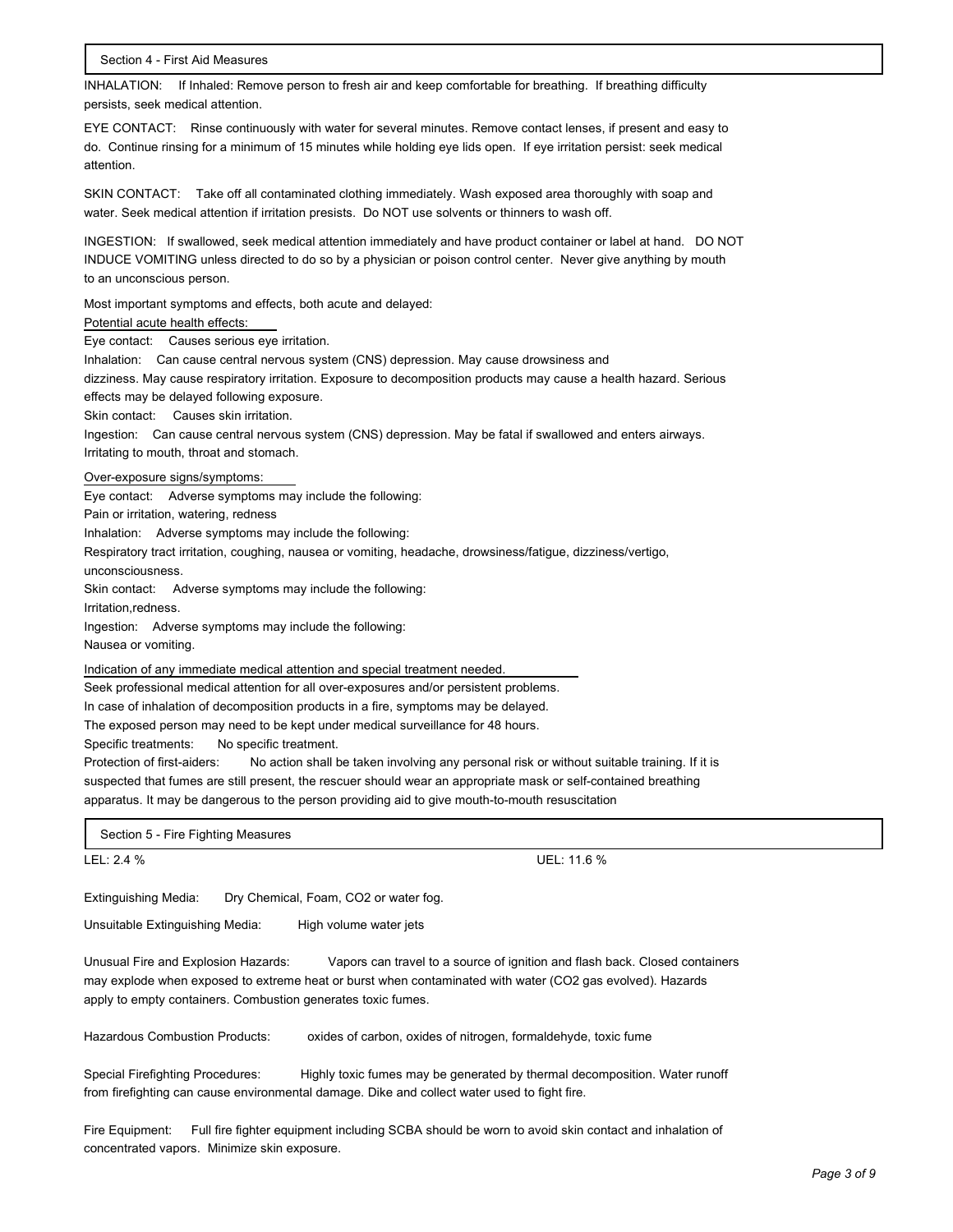## Section 4 - First Aid Measures

INHALATION: If Inhaled: Remove person to fresh air and keep comfortable for breathing. If breathing difficulty persists, seek medical attention.

EYE CONTACT: Rinse continuously with water for several minutes. Remove contact lenses, if present and easy to do. Continue rinsing for a minimum of 15 minutes while holding eye lids open. If eye irritation persist: seek medical attention.

SKIN CONTACT: Take off all contaminated clothing immediately. Wash exposed area thoroughly with soap and water. Seek medical attention if irritation presists. Do NOT use solvents or thinners to wash off.

INGESTION: If swallowed, seek medical attention immediately and have product container or label at hand. DO NOT INDUCE VOMITING unless directed to do so by a physician or poison control center. Never give anything by mouth to an unconscious person.

Most important symptoms and effects, both acute and delayed:

Potential acute health effects:

Eye contact: Causes serious eye irritation.

Inhalation: Can cause central nervous system (CNS) depression. May cause drowsiness and dizziness. May cause respiratory irritation. Exposure to decomposition products may cause a health hazard. Serious effects may be delayed following exposure.

Skin contact: Causes skin irritation.

Ingestion: Can cause central nervous system (CNS) depression. May be fatal if swallowed and enters airways. Irritating to mouth, throat and stomach.

Over-exposure signs/symptoms:

Eye contact: Adverse symptoms may include the following:
Pain or irritation, watering, redness

Inhalation: Adverse symptoms may include the following:
Respiratory tract irritation, coughing, nausea or vomiting, headache, drowsiness/fatigue, dizziness/vertigo, unconsciousness.

Skin contact: Adverse symptoms may include the following:
Irritation,redness.

Ingestion: Adverse symptoms may include the following:
Nausea or vomiting.

Indication of any immediate medical attention and special treatment needed.

Seek professional medical attention for all over-exposures and/or persistent problems.
In case of inhalation of decomposition products in a fire, symptoms may be delayed.
The exposed person may need to be kept under medical surveillance for 48 hours.

Specific treatments: No specific treatment.

Protection of first-aiders: No action shall be taken involving any personal risk or without suitable training. If it is suspected that fumes are still present, the rescuer should wear an appropriate mask or self-contained breathing apparatus. It may be dangerous to the person providing aid to give mouth-to-mouth resuscitation

## Section 5 - Fire Fighting Measures

LEL: 2.4 %  UEL: 11.6 %

Extinguishing Media: Dry Chemical, Foam, $CO_2$ or water fog.

Unsuitable Extinguishing Media: High volume water jets

Unusual Fire and Explosion Hazards: Vapors can travel to a source of ignition and flash back. Closed containers may explode when exposed to extreme heat or burst when contaminated with water ($CO_2$ gas evolved). Hazards apply to empty containers. Combustion generates toxic fumes.

Hazardous Combustion Products: oxides of carbon, oxides of nitrogen, formaldehyde, toxic fume

Special Firefighting Procedures: Highly toxic fumes may be generated by thermal decomposition. Water runoff from firefighting can cause environmental damage. Dike and collect water used to fight fire.

Fire Equipment: Full fire fighter equipment including SCBA should be worn to avoid skin contact and inhalation of concentrated vapors. Minimize skin exposure.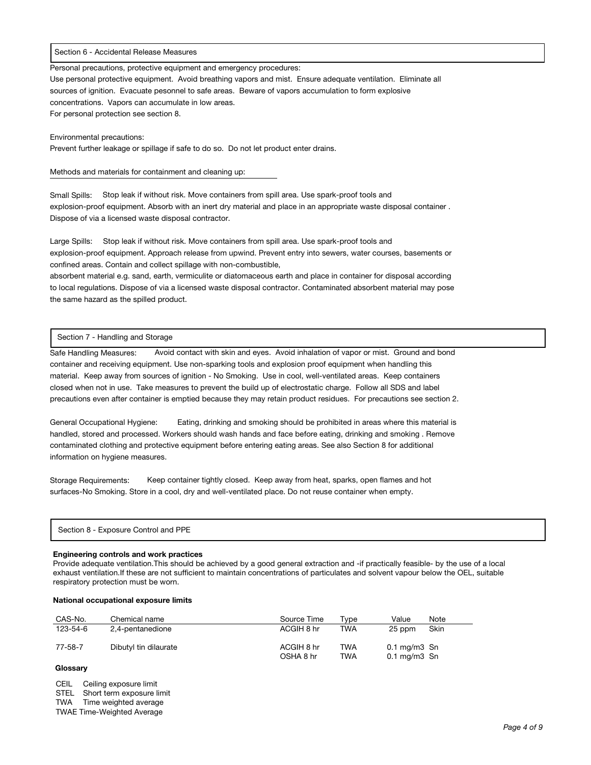## Section 6 - Accidental Release Measures

Personal precautions, protective equipment and emergency procedures:
Use personal protective equipment. Avoid breathing vapors and mist. Ensure adequate ventilation. Eliminate all sources of ignition. Evacuate pesonnel to safe areas. Beware of vapors accumulation to form explosive concentrations. Vapors can accumulate in low areas.
For personal protection see section 8.

Environmental precautions:
Prevent further leakage or spillage if safe to do so. Do not let product enter drains.

Methods and materials for containment and cleaning up:

Small Spills: Stop leak if without risk. Move containers from spill area. Use spark-proof tools and explosion-proof equipment. Absorb with an inert dry material and place in an appropriate waste disposal container . Dispose of via a licensed waste disposal contractor.

Large Spills: Stop leak if without risk. Move containers from spill area. Use spark-proof tools and explosion-proof equipment. Approach release from upwind. Prevent entry into sewers, water courses, basements or confined areas. Contain and collect spillage with non-combustible, absorbent material e.g. sand, earth, vermiculite or diatomaceous earth and place in container for disposal according to local regulations. Dispose of via a licensed waste disposal contractor. Contaminated absorbent material may pose the same hazard as the spilled product.

## Section 7 - Handling and Storage

Safe Handling Measures: Avoid contact with skin and eyes. Avoid inhalation of vapor or mist. Ground and bond container and receiving equipment. Use non-sparking tools and explosion proof equipment when handling this material. Keep away from sources of ignition - No Smoking. Use in cool, well-ventilated areas. Keep containers closed when not in use. Take measures to prevent the build up of electrostatic charge. Follow all SDS and label precautions even after container is emptied because they may retain product residues. For precautions see section 2.

General Occupational Hygiene: Eating, drinking and smoking should be prohibited in areas where this material is handled, stored and processed. Workers should wash hands and face before eating, drinking and smoking . Remove contaminated clothing and protective equipment before entering eating areas. See also Section 8 for additional information on hygiene measures.

Storage Requirements: Keep container tightly closed. Keep away from heat, sparks, open flames and hot surfaces-No Smoking. Store in a cool, dry and well-ventilated place. Do not reuse container when empty.

## Section 8 - Exposure Control and PPE

**Engineering controls and work practices**
Provide adequate ventilation.This should be achieved by a good general extraction and -if practically feasible- by the use of a local exhaust ventilation.If these are not sufficient to maintain concentrations of particulates and solvent vapour below the OEL, suitable respiratory protection must be worn.

**National occupational exposure limits**

| CAS-No. | Chemical name | Source Time | Type | Value | Note |
|---|---|---|---|---|---|
| 123-54-6 | 2,4-pentanedione | ACGIH 8 hr | TWA | 25 ppm | Skin |
| 77-58-7 | Dibutyl tin dilaurate | ACGIH 8 hr | TWA | 0.1 mg/m3 Sn | |
| | | OSHA 8 hr | TWA | 0.1 mg/m3 Sn | |

**Glossary**

CEIL Ceiling exposure limit
STEL Short term exposure limit
TWA Time weighted average
TWAE Time-Weighted Average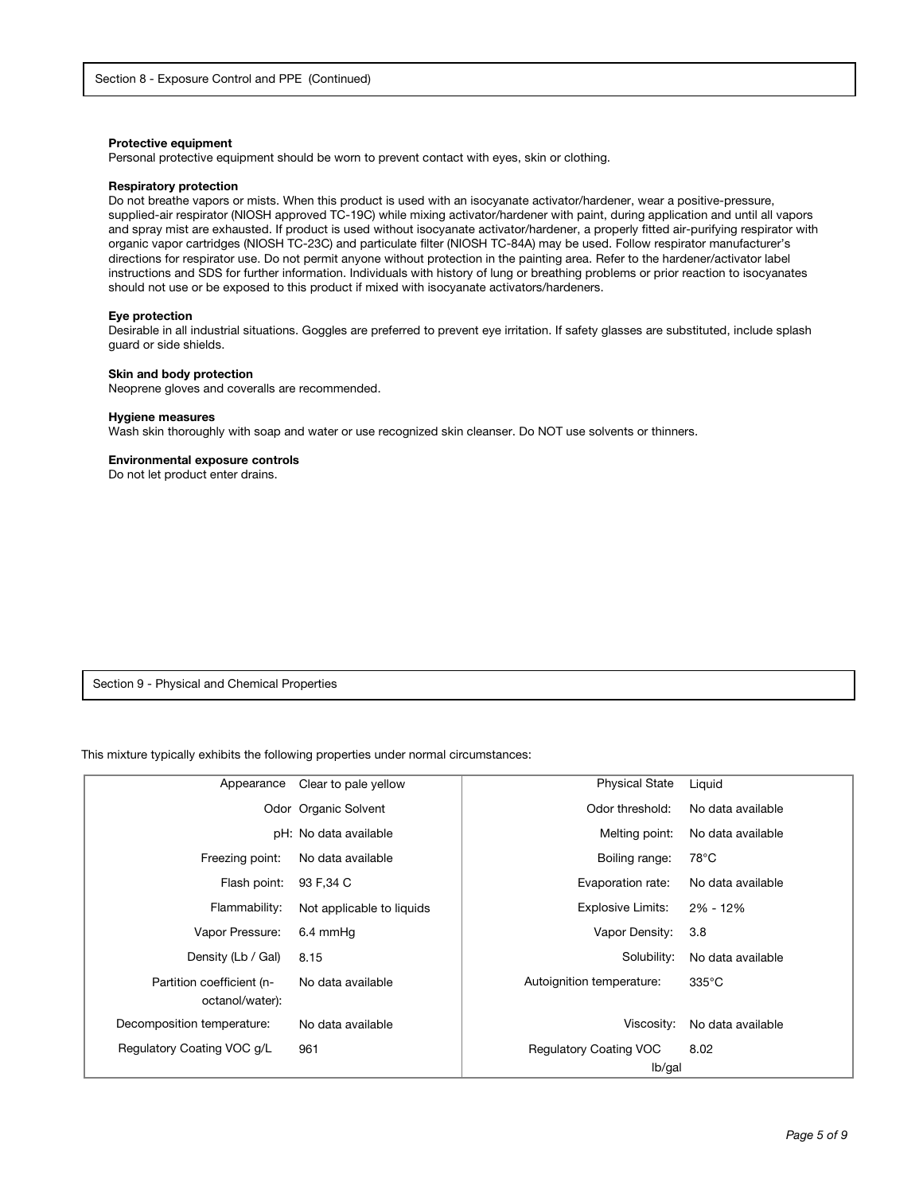## Section 8 - Exposure Control and PPE (Continued)

**Protective equipment**

Personal protective equipment should be worn to prevent contact with eyes, skin or clothing.

**Respiratory protection**

Do not breathe vapors or mists. When this product is used with an isocyanate activator/hardener, wear a positive-pressure, supplied-air respirator (NIOSH approved TC-19C) while mixing activator/hardener with paint, during application and until all vapors and spray mist are exhausted. If product is used without isocyanate activator/hardener, a properly fitted air-purifying respirator with organic vapor cartridges (NIOSH TC-23C) and particulate filter (NIOSH TC-84A) may be used. Follow respirator manufacturer's directions for respirator use. Do not permit anyone without protection in the painting area. Refer to the hardener/activator label instructions and SDS for further information. Individuals with history of lung or breathing problems or prior reaction to isocyanates should not use or be exposed to this product if mixed with isocyanate activators/hardeners.

**Eye protection**

Desirable in all industrial situations. Goggles are preferred to prevent eye irritation. If safety glasses are substituted, include splash guard or side shields.

**Skin and body protection**

Neoprene gloves and coveralls are recommended.

**Hygiene measures**

Wash skin thoroughly with soap and water or use recognized skin cleanser. Do NOT use solvents or thinners.

**Environmental exposure controls**

Do not let product enter drains.

## Section 9 - Physical and Chemical Properties

This mixture typically exhibits the following properties under normal circumstances:

| Property | Value | Property | Value |
|---|---|---|---|
| Appearance | Clear to pale yellow | Physical State | Liquid |
| Odor | Organic Solvent | Odor threshold: | No data available |
| pH: | No data available | Melting point: | No data available |
| Freezing point: | No data available | Boiling range: | 78°C |
| Flash point: | 93 F,34 C | Evaporation rate: | No data available |
| Flammability: | Not applicable to liquids | Explosive Limits: | 2% - 12% |
| Vapor Pressure: | 6.4 mmHg | Vapor Density: | 3.8 |
| Density (Lb / Gal) | 8.15 | Solubility: | No data available |
| Partition coefficient (n-octanol/water): | No data available | Autoignition temperature: | 335°C |
| Decomposition temperature: | No data available | Viscosity: | No data available |
| Regulatory Coating VOC g/L | 961 | Regulatory Coating VOC lb/gal | 8.02 |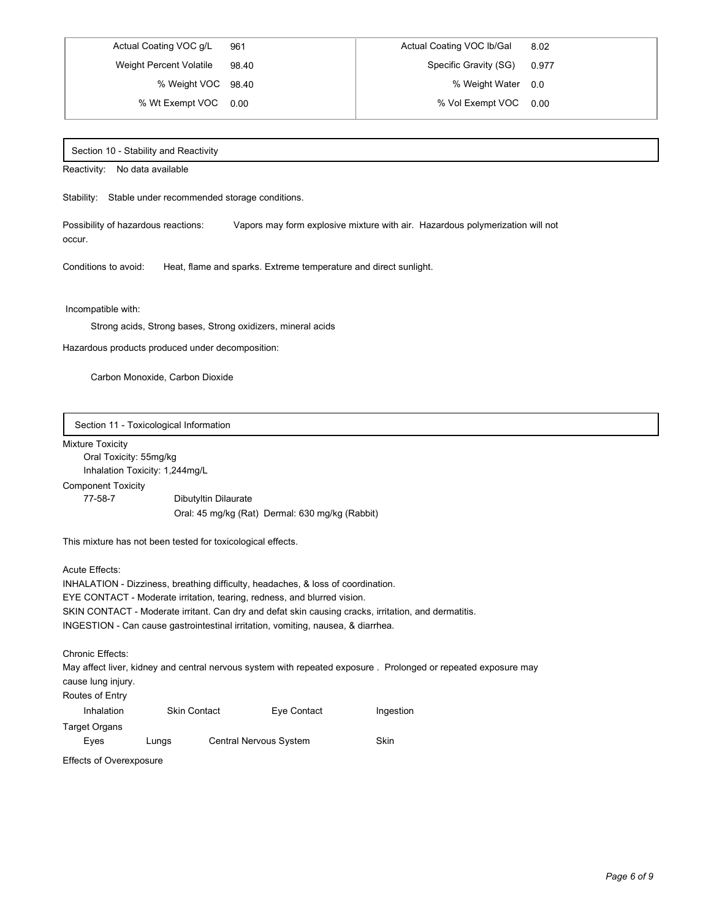| Actual Coating VOC g/L | 961 | Actual Coating VOC lb/Gal | 8.02 |
|---|---|---|---|
| Weight Percent Volatile | 98.40 | Specific Gravity (SG) | 0.977 |
| % Weight VOC | 98.40 | % Weight Water | 0.0 |
| % Wt Exempt VOC | 0.00 | % Vol Exempt VOC | 0.00 |

## Section 10 - Stability and Reactivity

Reactivity: No data available

Stability: Stable under recommended storage conditions.

Possibility of hazardous reactions: Vapors may form explosive mixture with air. Hazardous polymerization will not occur.

Conditions to avoid: Heat, flame and sparks. Extreme temperature and direct sunlight.

Incompatible with:

Strong acids, Strong bases, Strong oxidizers, mineral acids

Hazardous products produced under decomposition:

Carbon Monoxide, Carbon Dioxide

## Section 11 - Toxicological Information

Mixture Toxicity

Oral Toxicity: 55mg/kg

Inhalation Toxicity: 1,244mg/L

Component Toxicity

| 77-58-7 | Dibutyltin Dilaurate |
|---|---|
| | Oral: 45 mg/kg (Rat) Dermal: 630 mg/kg (Rabbit) |

This mixture has not been tested for toxicological effects.

Acute Effects:

INHALATION - Dizziness, breathing difficulty, headaches, & loss of coordination.
EYE CONTACT - Moderate irritation, tearing, redness, and blurred vision.
SKIN CONTACT - Moderate irritant. Can dry and defat skin causing cracks, irritation, and dermatitis.
INGESTION - Can cause gastrointestinal irritation, vomiting, nausea, & diarrhea.

Chronic Effects:

May affect liver, kidney and central nervous system with repeated exposure . Prolonged or repeated exposure may cause lung injury.

Routes of Entry

Inhalation Skin Contact Eye Contact Ingestion

Target Organs

Eyes Lungs Central Nervous System Skin

Effects of Overexposure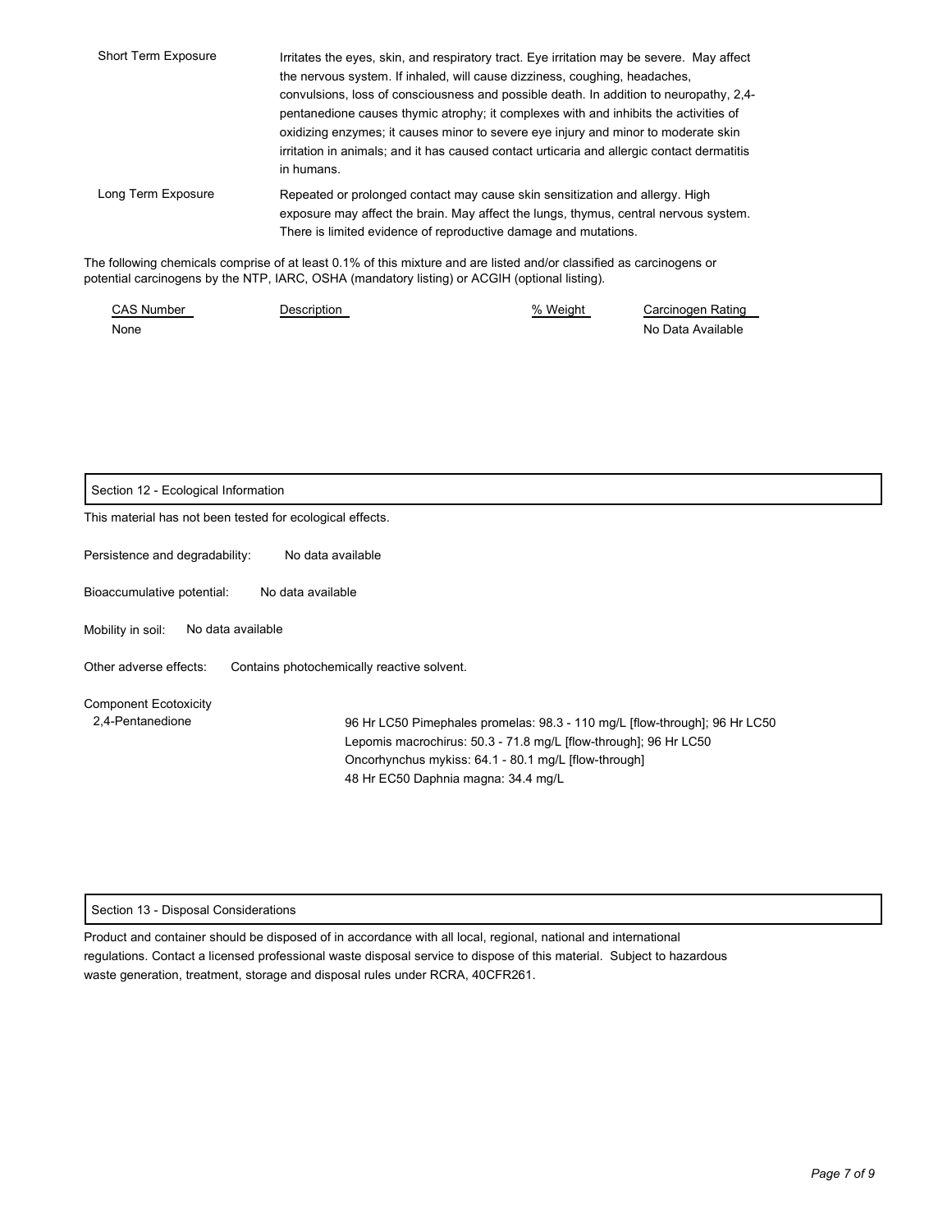| | |
|---|---|
| Short Term Exposure | Irritates the eyes, skin, and respiratory tract. Eye irritation may be severe. May affect the nervous system. If inhaled, will cause dizziness, coughing, headaches, convulsions, loss of consciousness and possible death. In addition to neuropathy, 2,4-pentanedione causes thymic atrophy; it complexes with and inhibits the activities of oxidizing enzymes; it causes minor to severe eye injury and minor to moderate skin irritation in animals; and it has caused contact urticaria and allergic contact dermatitis in humans. |
| Long Term Exposure | Repeated or prolonged contact may cause skin sensitization and allergy. High exposure may affect the brain. May affect the lungs, thymus, central nervous system. There is limited evidence of reproductive damage and mutations. |

The following chemicals comprise of at least 0.1% of this mixture and are listed and/or classified as carcinogens or potential carcinogens by the NTP, IARC, OSHA (mandatory listing) or ACGIH (optional listing).

| CAS Number | Description | % Weight | Carcinogen Rating |
|---|---|---|---|
| None | | | No Data Available |

## Section 12 - Ecological Information

This material has not been tested for ecological effects.

Persistence and degradability: No data available

Bioaccumulative potential: No data available

Mobility in soil: No data available

Other adverse effects: Contains photochemically reactive solvent.

Component Ecotoxicity

| | |
|---|---|
| 2,4-Pentanedione | 96 Hr LC50 Pimephales promelas: 98.3 - 110 mg/L [flow-through]; 96 Hr LC50 Lepomis macrochirus: 50.3 - 71.8 mg/L [flow-through]; 96 Hr LC50 Oncorhynchus mykiss: 64.1 - 80.1 mg/L [flow-through]<br>48 Hr EC50 Daphnia magna: 34.4 mg/L |

## Section 13 - Disposal Considerations

Product and container should be disposed of in accordance with all local, regional, national and international regulations. Contact a licensed professional waste disposal service to dispose of this material. Subject to hazardous waste generation, treatment, storage and disposal rules under RCRA, 40CFR261.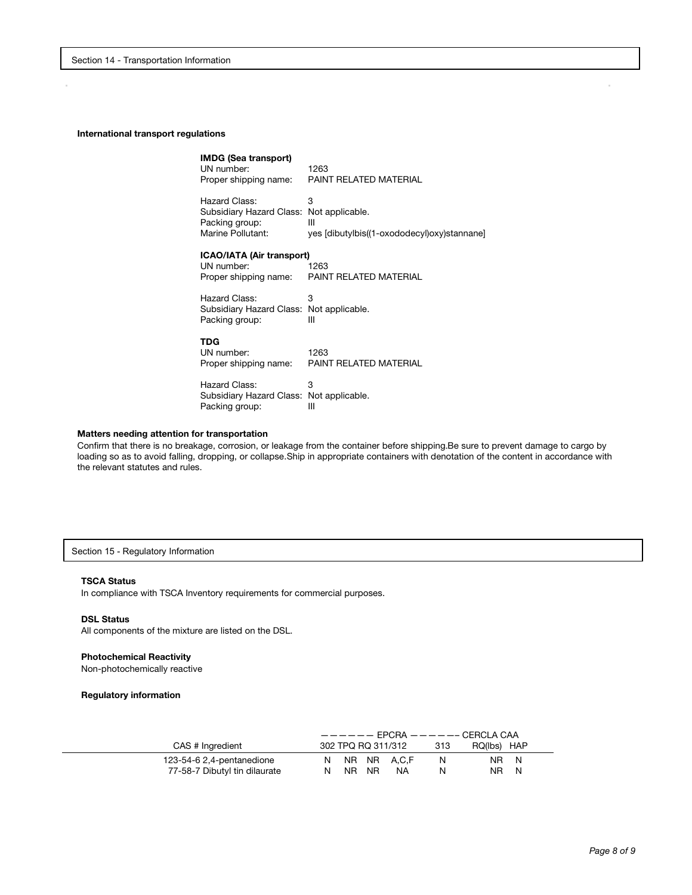## Section 14 - Transportation Information

### International transport regulations

**IMDG (Sea transport)**

UN number: 1263
Proper shipping name: PAINT RELATED MATERIAL

Hazard Class: 3
Subsidiary Hazard Class: Not applicable.
Packing group: III
Marine Pollutant: yes [dibutylbis((1-oxododecyl)oxy)stannane]

**ICAO/IATA (Air transport)**

UN number: 1263
Proper shipping name: PAINT RELATED MATERIAL

Hazard Class: 3
Subsidiary Hazard Class: Not applicable.
Packing group: III

**TDG**

UN number: 1263
Proper shipping name: PAINT RELATED MATERIAL

Hazard Class: 3
Subsidiary Hazard Class: Not applicable.
Packing group: III

### Matters needing attention for transportation

Confirm that there is no breakage, corrosion, or leakage from the container before shipping.Be sure to prevent damage to cargo by loading so as to avoid falling, dropping, or collapse.Ship in appropriate containers with denotation of the content in accordance with the relevant statutes and rules.

## Section 15 - Regulatory Information

### TSCA Status

In compliance with TSCA Inventory requirements for commercial purposes.

### DSL Status

All components of the mixture are listed on the DSL.

### Photochemical Reactivity

Non-photochemically reactive

### Regulatory information

| | EPCRA | | | | | CERCLA | CAA |
|---|---|---|---|---|---|---|---|
| CAS # Ingredient | 302 | TPQ | RQ | 311/312 | 313 | RQ(lbs) | HAP |
| 123-54-6 2,4-pentanedione | N | NR | NR | A,C,F | N | NR | N |
| 77-58-7 Dibutyl tin dilaurate | N | NR | NR | NA | N | NR | N |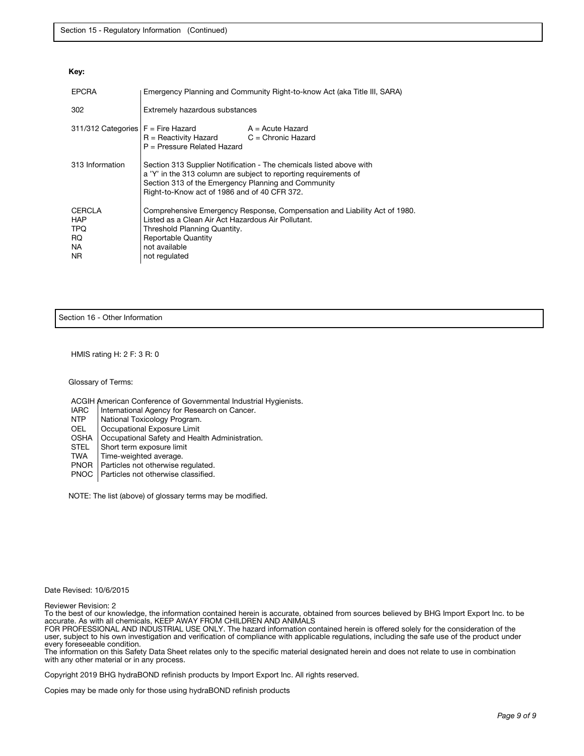## Section 15 - Regulatory Information (Continued)

**Key:**

| | |
|---|---|
| EPCRA | Emergency Planning and Community Right-to-know Act (aka Title III, SARA) |
| 302 | Extremely hazardous substances |
| 311/312 Categories | F = Fire Hazard<br>R = Reactivity Hazard<br>P = Pressure Related Hazard<br>A = Acute Hazard<br>C = Chronic Hazard |
| 313 Information | Section 313 Supplier Notification - The chemicals listed above with a 'Y' in the 313 column are subject to reporting requirements of Section 313 of the Emergency Planning and Community Right-to-Know act of 1986 and of 40 CFR 372. |
| CERCLA | Comprehensive Emergency Response, Compensation and Liability Act of 1980. |
| HAP | Listed as a Clean Air Act Hazardous Air Pollutant. |
| TPQ | Threshold Planning Quantity. |
| RQ | Reportable Quantity |
| NA | not available |
| NR | not regulated |

## Section 16 - Other Information

HMIS rating H: 2 F: 3 R: 0

Glossary of Terms:

| | |
|---|---|
| ACGIH | American Conference of Governmental Industrial Hygienists. |
| IARC | International Agency for Research on Cancer. |
| NTP | National Toxicology Program. |
| OEL | Occupational Exposure Limit |
| OSHA | Occupational Safety and Health Administration. |
| STEL | Short term exposure limit |
| TWA | Time-weighted average. |
| PNOR | Particles not otherwise regulated. |
| PNOC | Particles not otherwise classified. |

NOTE: The list (above) of glossary terms may be modified.

Date Revised: 10/6/2015

Reviewer Revision: 2

To the best of our knowledge, the information contained herein is accurate, obtained from sources believed by BHG Import Export Inc. to be accurate. As with all chemicals, KEEP AWAY FROM CHILDREN AND ANIMALS

FOR PROFESSIONAL AND INDUSTRIAL USE ONLY. The hazard information contained herein is offered solely for the consideration of the user, subject to his own investigation and verification of compliance with applicable regulations, including the safe use of the product under every foreseeable condition.

The information on this Safety Data Sheet relates only to the specific material designated herein and does not relate to use in combination with any other material or in any process.

Copyright 2019 BHG hydraBOND refinish products by Import Export Inc. All rights reserved.

Copies may be made only for those using hydraBOND refinish products